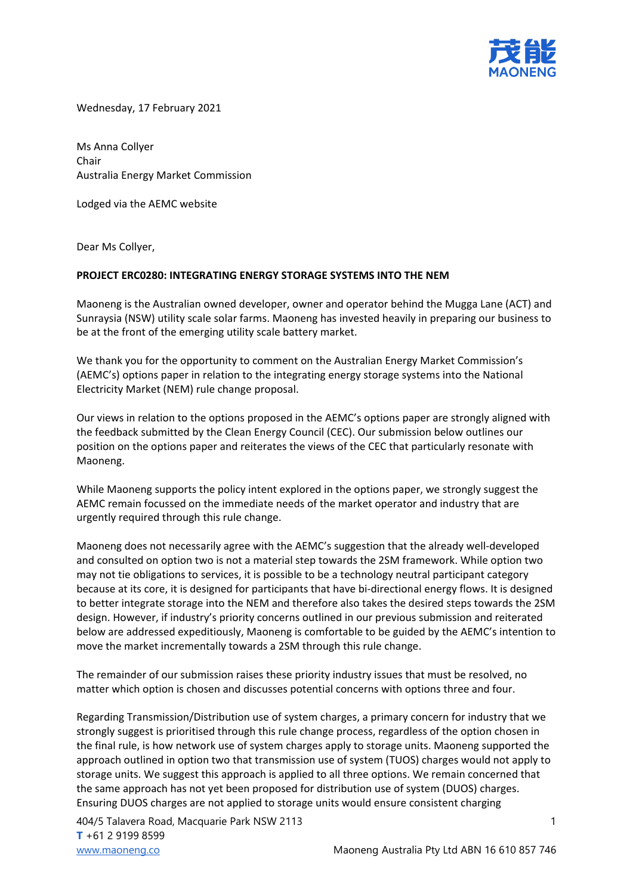茂能
MAONENG

Wednesday, 17 February 2021

Ms Anna Collyer
Chair
Australia Energy Market Commission

Lodged via the AEMC website

Dear Ms Collyer,

**PROJECT ERC0280: INTEGRATING ENERGY STORAGE SYSTEMS INTO THE NEM**

Maoneng is the Australian owned developer, owner and operator behind the Mugga Lane (ACT) and Sunraysia (NSW) utility scale solar farms. Maoneng has invested heavily in preparing our business to be at the front of the emerging utility scale battery market.

We thank you for the opportunity to comment on the Australian Energy Market Commission's (AEMC's) options paper in relation to the integrating energy storage systems into the National Electricity Market (NEM) rule change proposal.

Our views in relation to the options proposed in the AEMC's options paper are strongly aligned with the feedback submitted by the Clean Energy Council (CEC). Our submission below outlines our position on the options paper and reiterates the views of the CEC that particularly resonate with Maoneng.

While Maoneng supports the policy intent explored in the options paper, we strongly suggest the AEMC remain focussed on the immediate needs of the market operator and industry that are urgently required through this rule change.

Maoneng does not necessarily agree with the AEMC's suggestion that the already well-developed and consulted on option two is not a material step towards the 2SM framework. While option two may not tie obligations to services, it is possible to be a technology neutral participant category because at its core, it is designed for participants that have bi-directional energy flows. It is designed to better integrate storage into the NEM and therefore also takes the desired steps towards the 2SM design. However, if industry's priority concerns outlined in our previous submission and reiterated below are addressed expeditiously, Maoneng is comfortable to be guided by the AEMC's intention to move the market incrementally towards a 2SM through this rule change.

The remainder of our submission raises these priority industry issues that must be resolved, no matter which option is chosen and discusses potential concerns with options three and four.

Regarding Transmission/Distribution use of system charges, a primary concern for industry that we strongly suggest is prioritised through this rule change process, regardless of the option chosen in the final rule, is how network use of system charges apply to storage units. Maoneng supported the approach outlined in option two that transmission use of system (TUOS) charges would not apply to storage units. We suggest this approach is applied to all three options. We remain concerned that the same approach has not yet been proposed for distribution use of system (DUOS) charges. Ensuring DUOS charges are not applied to storage units would ensure consistent charging

404/5 Talavera Road, Macquarie Park NSW 2113
**T** +61 2 9199 8599
www.maoneng.co

Maoneng Australia Pty Ltd ABN 16 610 857 746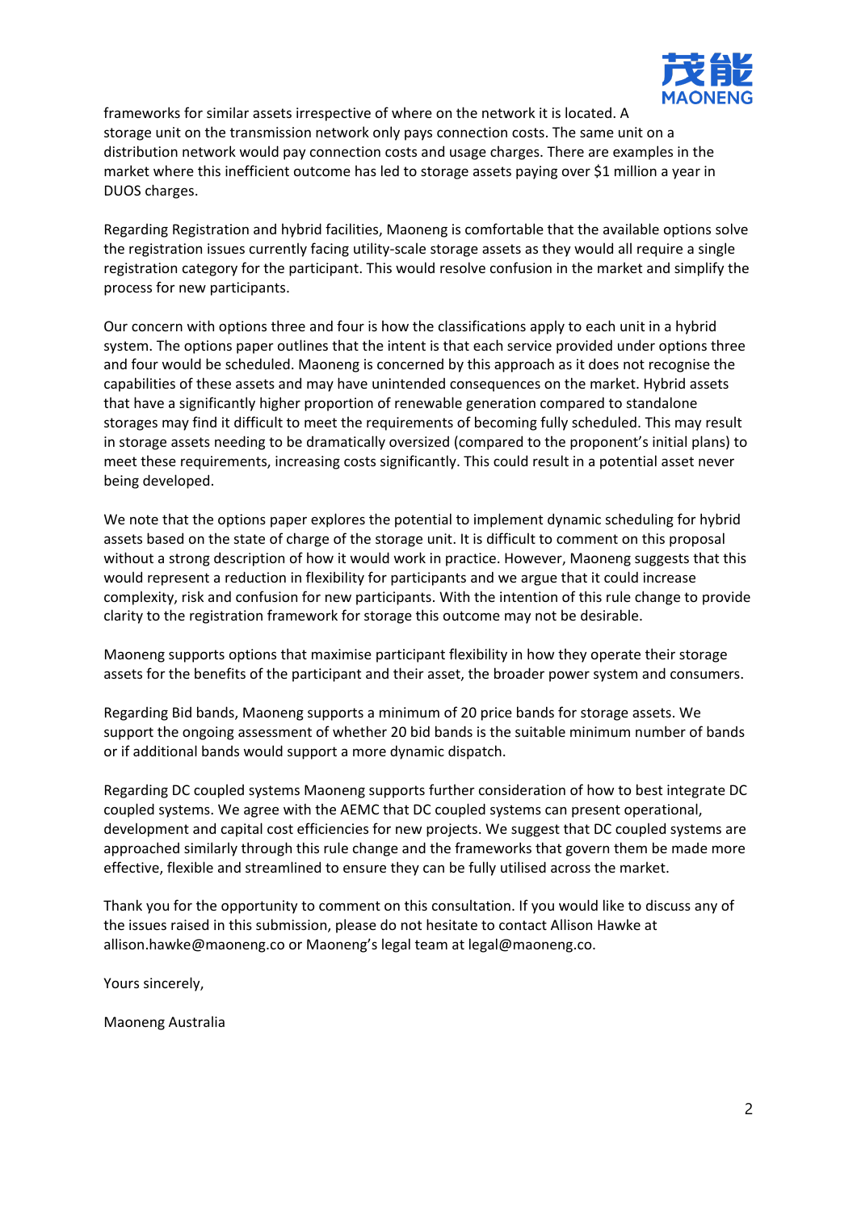frameworks for similar assets irrespective of where on the network it is located. A storage unit on the transmission network only pays connection costs. The same unit on a distribution network would pay connection costs and usage charges. There are examples in the market where this inefficient outcome has led to storage assets paying over $1 million a year in DUOS charges.

Regarding Registration and hybrid facilities, Maoneng is comfortable that the available options solve the registration issues currently facing utility-scale storage assets as they would all require a single registration category for the participant. This would resolve confusion in the market and simplify the process for new participants.

Our concern with options three and four is how the classifications apply to each unit in a hybrid system. The options paper outlines that the intent is that each service provided under options three and four would be scheduled. Maoneng is concerned by this approach as it does not recognise the capabilities of these assets and may have unintended consequences on the market. Hybrid assets that have a significantly higher proportion of renewable generation compared to standalone storages may find it difficult to meet the requirements of becoming fully scheduled. This may result in storage assets needing to be dramatically oversized (compared to the proponent's initial plans) to meet these requirements, increasing costs significantly. This could result in a potential asset never being developed.

We note that the options paper explores the potential to implement dynamic scheduling for hybrid assets based on the state of charge of the storage unit. It is difficult to comment on this proposal without a strong description of how it would work in practice. However, Maoneng suggests that this would represent a reduction in flexibility for participants and we argue that it could increase complexity, risk and confusion for new participants. With the intention of this rule change to provide clarity to the registration framework for storage this outcome may not be desirable.

Maoneng supports options that maximise participant flexibility in how they operate their storage assets for the benefits of the participant and their asset, the broader power system and consumers.

Regarding Bid bands, Maoneng supports a minimum of 20 price bands for storage assets. We support the ongoing assessment of whether 20 bid bands is the suitable minimum number of bands or if additional bands would support a more dynamic dispatch.

Regarding DC coupled systems Maoneng supports further consideration of how to best integrate DC coupled systems. We agree with the AEMC that DC coupled systems can present operational, development and capital cost efficiencies for new projects. We suggest that DC coupled systems are approached similarly through this rule change and the frameworks that govern them be made more effective, flexible and streamlined to ensure they can be fully utilised across the market.

Thank you for the opportunity to comment on this consultation. If you would like to discuss any of the issues raised in this submission, please do not hesitate to contact Allison Hawke at allison.hawke@maoneng.co or Maoneng's legal team at legal@maoneng.co.

Yours sincerely,

Maoneng Australia